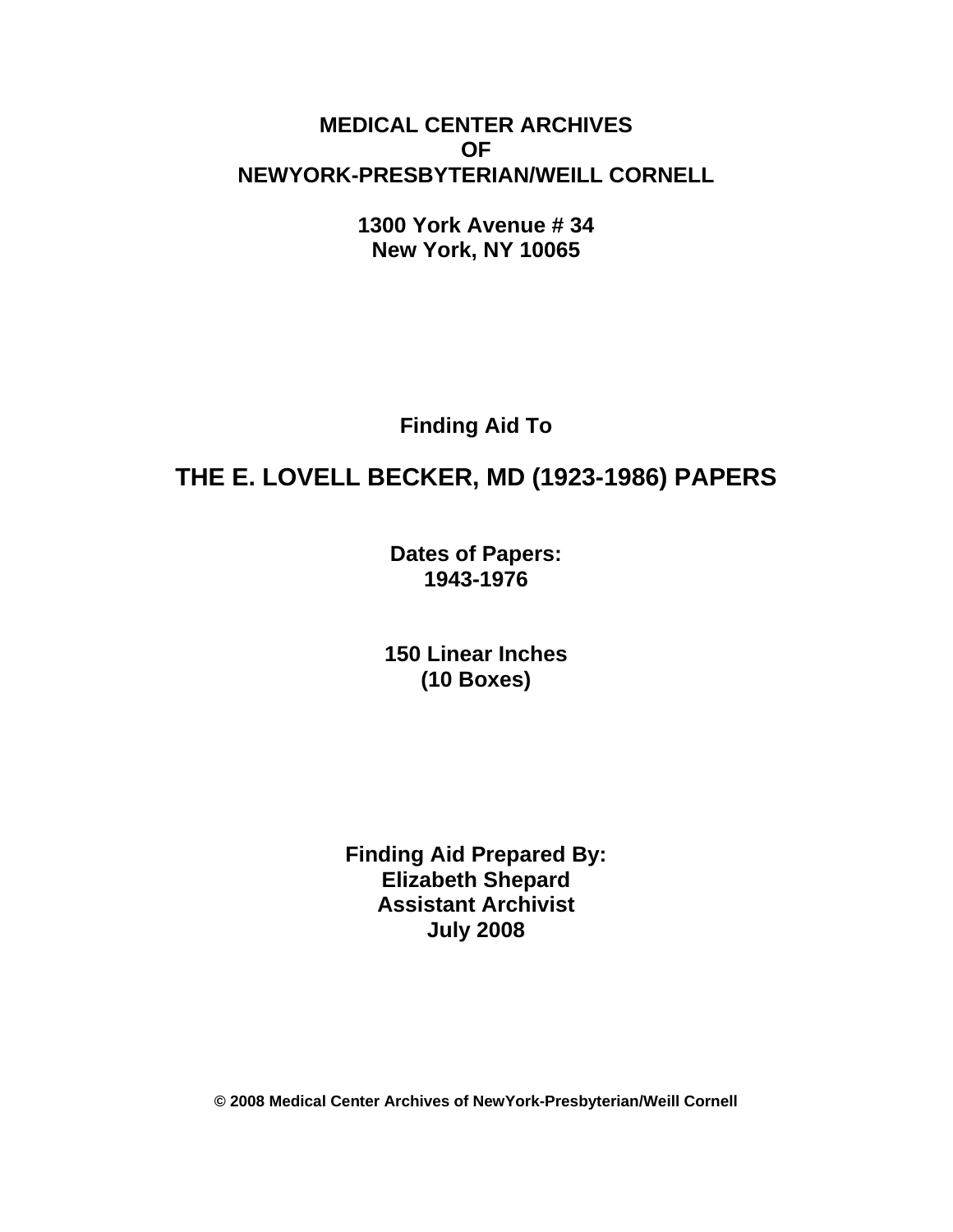**MEDICAL CENTER ARCHIVES**
**OF**
**NEWYORK-PRESBYTERIAN/WEILL CORNELL**

**1300 York Avenue # 34**
**New York, NY 10065**

**Finding Aid To**

# THE E. LOVELL BECKER, MD (1923-1986) PAPERS

**Dates of Papers:**
**1943-1976**

**150 Linear Inches**
**(10 Boxes)**

**Finding Aid Prepared By:**
**Elizabeth Shepard**
**Assistant Archivist**
**July 2008**

**© 2008 Medical Center Archives of NewYork-Presbyterian/Weill Cornell**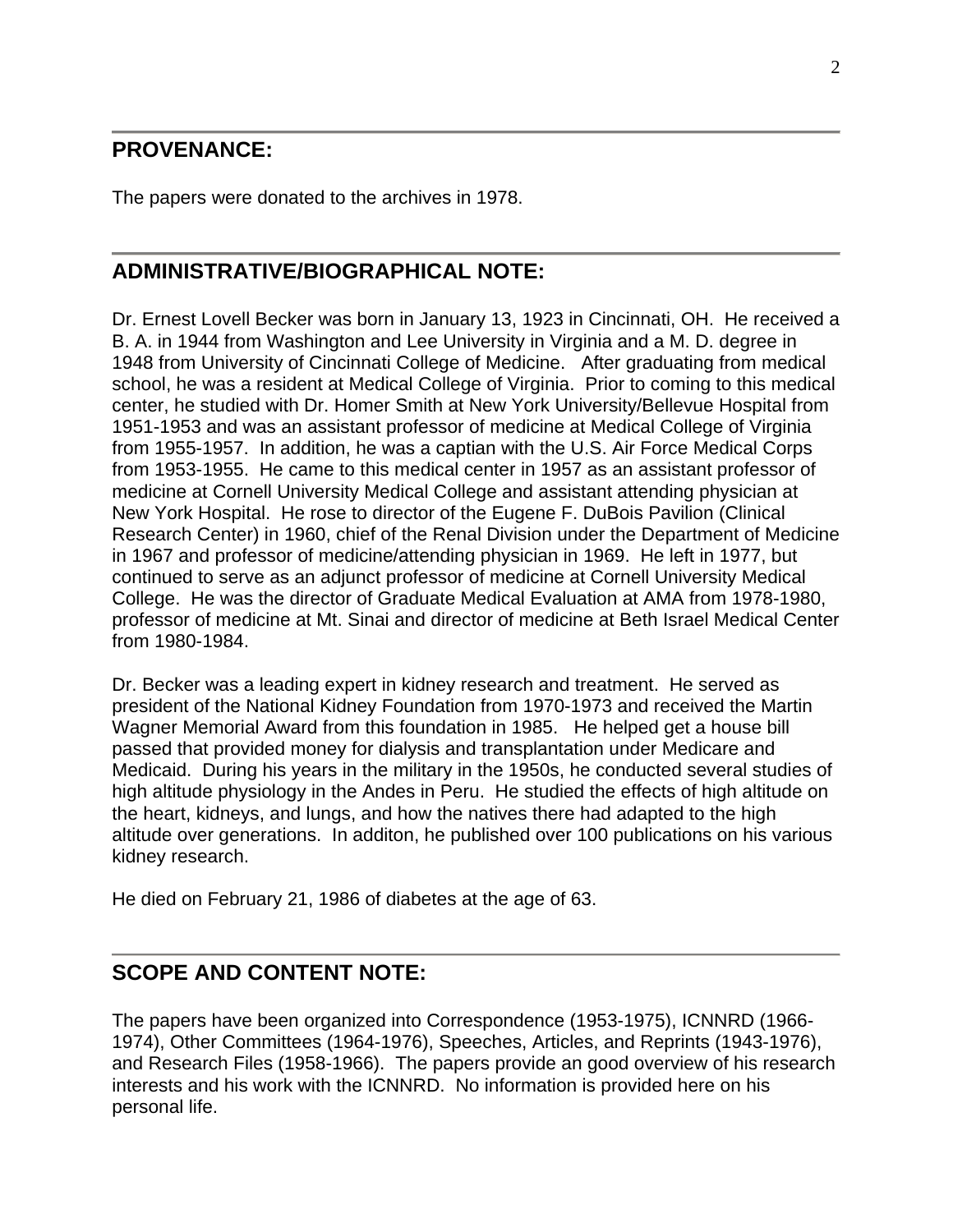## PROVENANCE:

The papers were donated to the archives in 1978.

## ADMINISTRATIVE/BIOGRAPHICAL NOTE:

Dr. Ernest Lovell Becker was born in January 13, 1923 in Cincinnati, OH. He received a B. A. in 1944 from Washington and Lee University in Virginia and a M. D. degree in 1948 from University of Cincinnati College of Medicine. After graduating from medical school, he was a resident at Medical College of Virginia. Prior to coming to this medical center, he studied with Dr. Homer Smith at New York University/Bellevue Hospital from 1951-1953 and was an assistant professor of medicine at Medical College of Virginia from 1955-1957. In addition, he was a captian with the U.S. Air Force Medical Corps from 1953-1955. He came to this medical center in 1957 as an assistant professor of medicine at Cornell University Medical College and assistant attending physician at New York Hospital. He rose to director of the Eugene F. DuBois Pavilion (Clinical Research Center) in 1960, chief of the Renal Division under the Department of Medicine in 1967 and professor of medicine/attending physician in 1969. He left in 1977, but continued to serve as an adjunct professor of medicine at Cornell University Medical College. He was the director of Graduate Medical Evaluation at AMA from 1978-1980, professor of medicine at Mt. Sinai and director of medicine at Beth Israel Medical Center from 1980-1984.

Dr. Becker was a leading expert in kidney research and treatment. He served as president of the National Kidney Foundation from 1970-1973 and received the Martin Wagner Memorial Award from this foundation in 1985. He helped get a house bill passed that provided money for dialysis and transplantation under Medicare and Medicaid. During his years in the military in the 1950s, he conducted several studies of high altitude physiology in the Andes in Peru. He studied the effects of high altitude on the heart, kidneys, and lungs, and how the natives there had adapted to the high altitude over generations. In additon, he published over 100 publications on his various kidney research.

He died on February 21, 1986 of diabetes at the age of 63.

## SCOPE AND CONTENT NOTE:

The papers have been organized into Correspondence (1953-1975), ICNNRD (1966-1974), Other Committees (1964-1976), Speeches, Articles, and Reprints (1943-1976), and Research Files (1958-1966). The papers provide an good overview of his research interests and his work with the ICNNRD. No information is provided here on his personal life.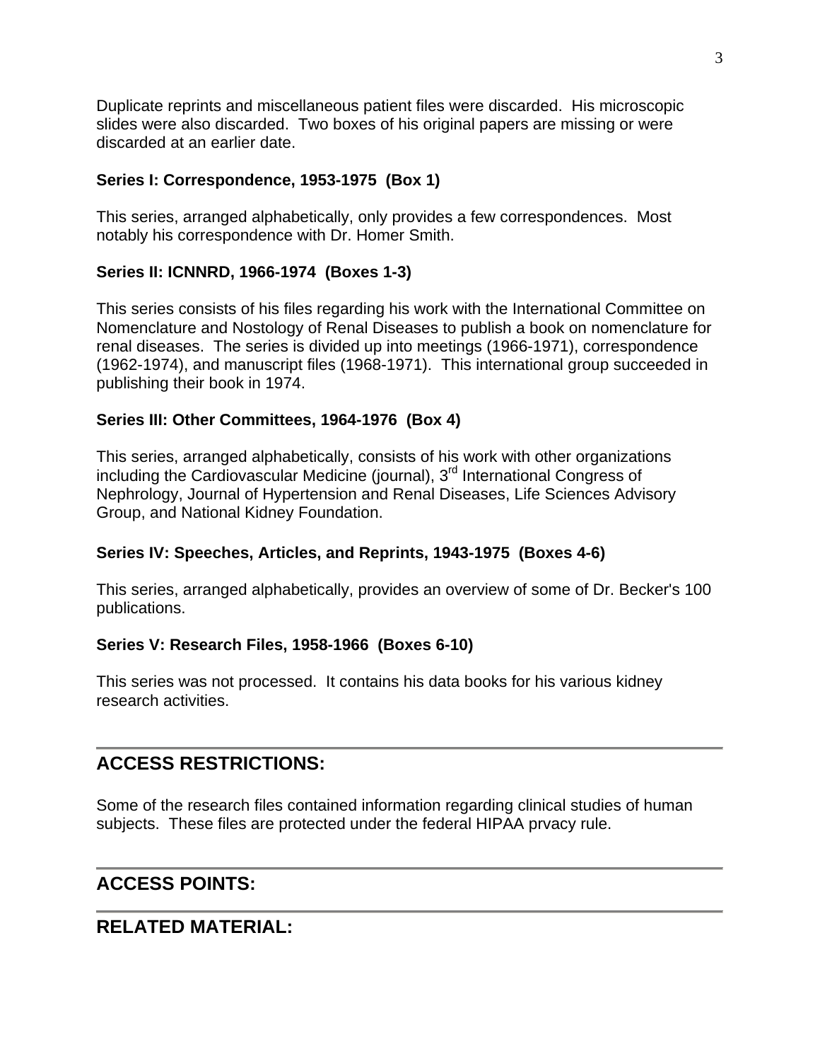Duplicate reprints and miscellaneous patient files were discarded. His microscopic slides were also discarded. Two boxes of his original papers are missing or were discarded at an earlier date.

**Series I: Correspondence, 1953-1975 (Box 1)**

This series, arranged alphabetically, only provides a few correspondences. Most notably his correspondence with Dr. Homer Smith.

**Series II: ICNNRD, 1966-1974 (Boxes 1-3)**

This series consists of his files regarding his work with the International Committee on Nomenclature and Nostology of Renal Diseases to publish a book on nomenclature for renal diseases. The series is divided up into meetings (1966-1971), correspondence (1962-1974), and manuscript files (1968-1971). This international group succeeded in publishing their book in 1974.

**Series III: Other Committees, 1964-1976 (Box 4)**

This series, arranged alphabetically, consists of his work with other organizations including the Cardiovascular Medicine (journal), 3rd International Congress of Nephrology, Journal of Hypertension and Renal Diseases, Life Sciences Advisory Group, and National Kidney Foundation.

**Series IV: Speeches, Articles, and Reprints, 1943-1975 (Boxes 4-6)**

This series, arranged alphabetically, provides an overview of some of Dr. Becker's 100 publications.

**Series V: Research Files, 1958-1966 (Boxes 6-10)**

This series was not processed. It contains his data books for his various kidney research activities.

---

## ACCESS RESTRICTIONS:

Some of the research files contained information regarding clinical studies of human subjects. These files are protected under the federal HIPAA prvacy rule.

---

## ACCESS POINTS:

---

## RELATED MATERIAL: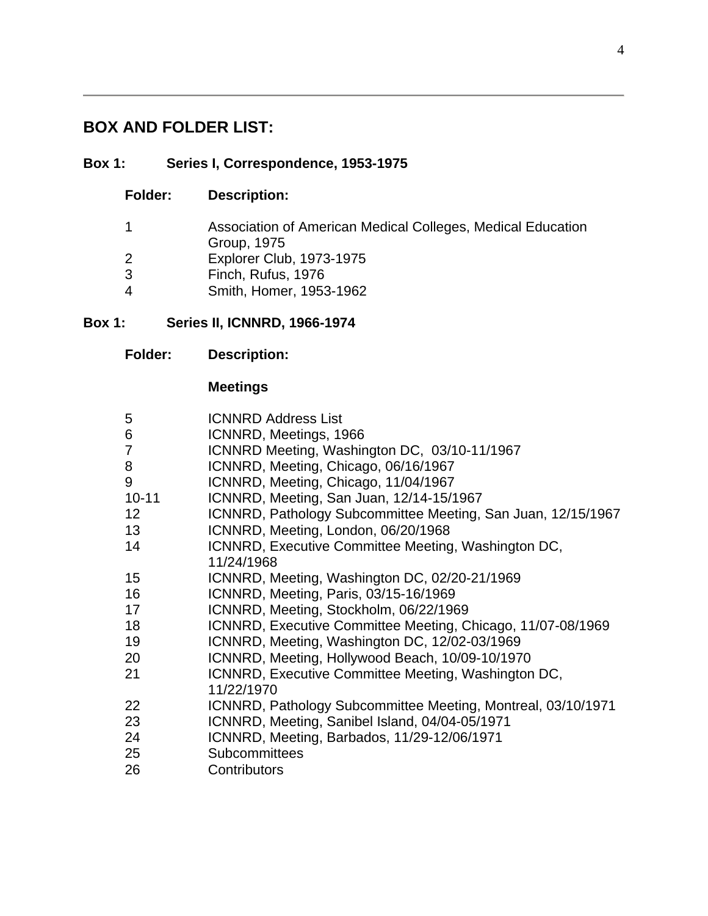## BOX AND FOLDER LIST:

### Box 1: Series I, Correspondence, 1953-1975

| Folder: | Description: |
|---|---|
| 1 | Association of American Medical Colleges, Medical Education Group, 1975 |
| 2 | Explorer Club, 1973-1975 |
| 3 | Finch, Rufus, 1976 |
| 4 | Smith, Homer, 1953-1962 |

### Box 1: Series II, ICNNRD, 1966-1974

| Folder: | Description: |
|---|---|
| | **Meetings** |
| 5 | ICNNRD Address List |
| 6 | ICNNRD, Meetings, 1966 |
| 7 | ICNNRD Meeting, Washington DC, 03/10-11/1967 |
| 8 | ICNNRD, Meeting, Chicago, 06/16/1967 |
| 9 | ICNNRD, Meeting, Chicago, 11/04/1967 |
| 10-11 | ICNNRD, Meeting, San Juan, 12/14-15/1967 |
| 12 | ICNNRD, Pathology Subcommittee Meeting, San Juan, 12/15/1967 |
| 13 | ICNNRD, Meeting, London, 06/20/1968 |
| 14 | ICNNRD, Executive Committee Meeting, Washington DC, 11/24/1968 |
| 15 | ICNNRD, Meeting, Washington DC, 02/20-21/1969 |
| 16 | ICNNRD, Meeting, Paris, 03/15-16/1969 |
| 17 | ICNNRD, Meeting, Stockholm, 06/22/1969 |
| 18 | ICNNRD, Executive Committee Meeting, Chicago, 11/07-08/1969 |
| 19 | ICNNRD, Meeting, Washington DC, 12/02-03/1969 |
| 20 | ICNNRD, Meeting, Hollywood Beach, 10/09-10/1970 |
| 21 | ICNNRD, Executive Committee Meeting, Washington DC, 11/22/1970 |
| 22 | ICNNRD, Pathology Subcommittee Meeting, Montreal, 03/10/1971 |
| 23 | ICNNRD, Meeting, Sanibel Island, 04/04-05/1971 |
| 24 | ICNNRD, Meeting, Barbados, 11/29-12/06/1971 |
| 25 | Subcommittees |
| 26 | Contributors |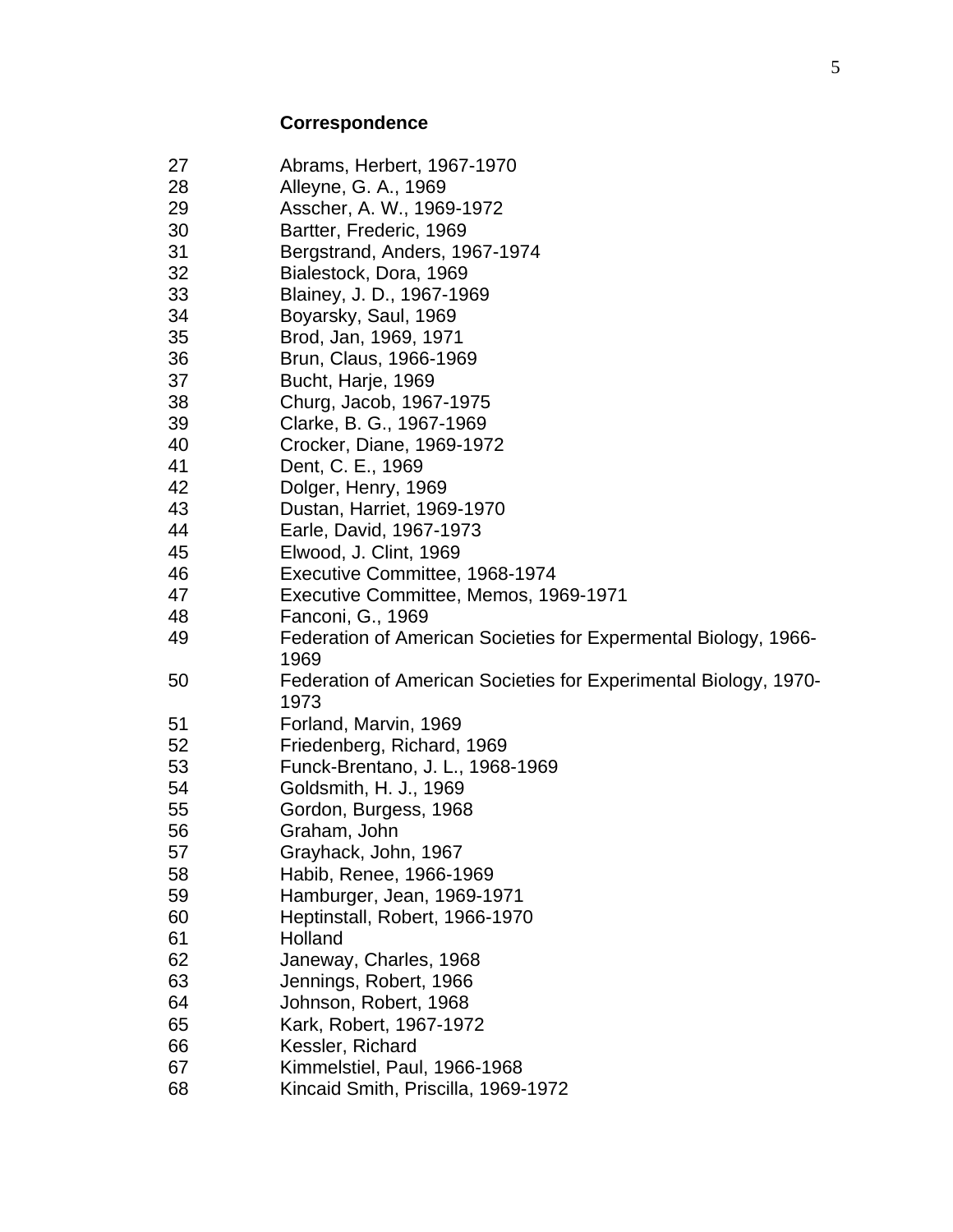**Correspondence**

| | |
|---|---|
| 27 | Abrams, Herbert, 1967-1970 |
| 28 | Alleyne, G. A., 1969 |
| 29 | Asscher, A. W., 1969-1972 |
| 30 | Bartter, Frederic, 1969 |
| 31 | Bergstrand, Anders, 1967-1974 |
| 32 | Bialestock, Dora, 1969 |
| 33 | Blainey, J. D., 1967-1969 |
| 34 | Boyarsky, Saul, 1969 |
| 35 | Brod, Jan, 1969, 1971 |
| 36 | Brun, Claus, 1966-1969 |
| 37 | Bucht, Harje, 1969 |
| 38 | Churg, Jacob, 1967-1975 |
| 39 | Clarke, B. G., 1967-1969 |
| 40 | Crocker, Diane, 1969-1972 |
| 41 | Dent, C. E., 1969 |
| 42 | Dolger, Henry, 1969 |
| 43 | Dustan, Harriet, 1969-1970 |
| 44 | Earle, David, 1967-1973 |
| 45 | Elwood, J. Clint, 1969 |
| 46 | Executive Committee, 1968-1974 |
| 47 | Executive Committee, Memos, 1969-1971 |
| 48 | Fanconi, G., 1969 |
| 49 | Federation of American Societies for Expermental Biology, 1966-1969 |
| 50 | Federation of American Societies for Experimental Biology, 1970-1973 |
| 51 | Forland, Marvin, 1969 |
| 52 | Friedenberg, Richard, 1969 |
| 53 | Funck-Brentano, J. L., 1968-1969 |
| 54 | Goldsmith, H. J., 1969 |
| 55 | Gordon, Burgess, 1968 |
| 56 | Graham, John |
| 57 | Grayhack, John, 1967 |
| 58 | Habib, Renee, 1966-1969 |
| 59 | Hamburger, Jean, 1969-1971 |
| 60 | Heptinstall, Robert, 1966-1970 |
| 61 | Holland |
| 62 | Janeway, Charles, 1968 |
| 63 | Jennings, Robert, 1966 |
| 64 | Johnson, Robert, 1968 |
| 65 | Kark, Robert, 1967-1972 |
| 66 | Kessler, Richard |
| 67 | Kimmelstiel, Paul, 1966-1968 |
| 68 | Kincaid Smith, Priscilla, 1969-1972 |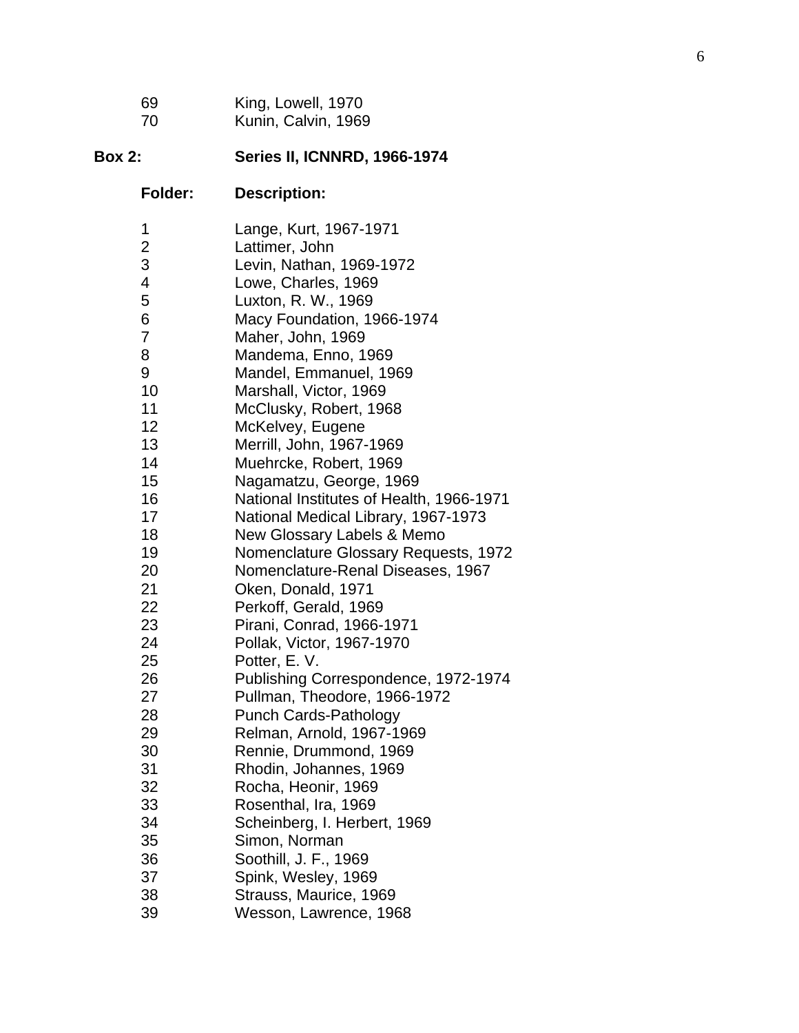| | |
|---|---|
| 69 | King, Lowell, 1970 |
| 70 | Kunin, Calvin, 1969 |

**Box 2:** **Series II, ICNNRD, 1966-1974**

| **Folder:** | **Description:** |
|---|---|
| 1 | Lange, Kurt, 1967-1971 |
| 2 | Lattimer, John |
| 3 | Levin, Nathan, 1969-1972 |
| 4 | Lowe, Charles, 1969 |
| 5 | Luxton, R. W., 1969 |
| 6 | Macy Foundation, 1966-1974 |
| 7 | Maher, John, 1969 |
| 8 | Mandema, Enno, 1969 |
| 9 | Mandel, Emmanuel, 1969 |
| 10 | Marshall, Victor, 1969 |
| 11 | McClusky, Robert, 1968 |
| 12 | McKelvey, Eugene |
| 13 | Merrill, John, 1967-1969 |
| 14 | Muehrcke, Robert, 1969 |
| 15 | Nagamatzu, George, 1969 |
| 16 | National Institutes of Health, 1966-1971 |
| 17 | National Medical Library, 1967-1973 |
| 18 | New Glossary Labels & Memo |
| 19 | Nomenclature Glossary Requests, 1972 |
| 20 | Nomenclature-Renal Diseases, 1967 |
| 21 | Oken, Donald, 1971 |
| 22 | Perkoff, Gerald, 1969 |
| 23 | Pirani, Conrad, 1966-1971 |
| 24 | Pollak, Victor, 1967-1970 |
| 25 | Potter, E. V. |
| 26 | Publishing Correspondence, 1972-1974 |
| 27 | Pullman, Theodore, 1966-1972 |
| 28 | Punch Cards-Pathology |
| 29 | Relman, Arnold, 1967-1969 |
| 30 | Rennie, Drummond, 1969 |
| 31 | Rhodin, Johannes, 1969 |
| 32 | Rocha, Heonir, 1969 |
| 33 | Rosenthal, Ira, 1969 |
| 34 | Scheinberg, I. Herbert, 1969 |
| 35 | Simon, Norman |
| 36 | Soothill, J. F., 1969 |
| 37 | Spink, Wesley, 1969 |
| 38 | Strauss, Maurice, 1969 |
| 39 | Wesson, Lawrence, 1968 |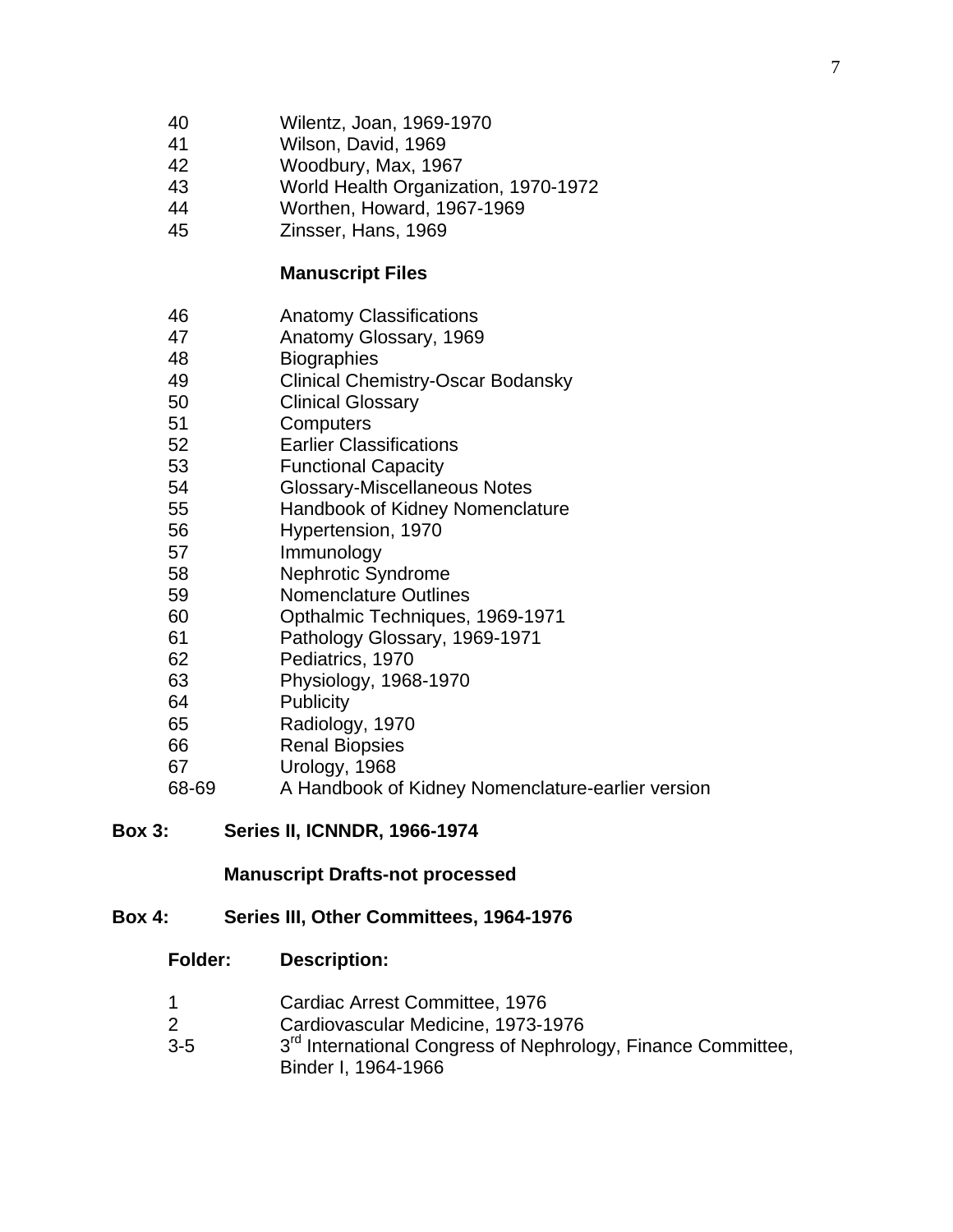| | |
|---|---|
| 40 | Wilentz, Joan, 1969-1970 |
| 41 | Wilson, David, 1969 |
| 42 | Woodbury, Max, 1967 |
| 43 | World Health Organization, 1970-1972 |
| 44 | Worthen, Howard, 1967-1969 |
| 45 | Zinsser, Hans, 1969 |

**Manuscript Files**

| | |
|---|---|
| 46 | Anatomy Classifications |
| 47 | Anatomy Glossary, 1969 |
| 48 | Biographies |
| 49 | Clinical Chemistry-Oscar Bodansky |
| 50 | Clinical Glossary |
| 51 | Computers |
| 52 | Earlier Classifications |
| 53 | Functional Capacity |
| 54 | Glossary-Miscellaneous Notes |
| 55 | Handbook of Kidney Nomenclature |
| 56 | Hypertension, 1970 |
| 57 | Immunology |
| 58 | Nephrotic Syndrome |
| 59 | Nomenclature Outlines |
| 60 | Opthalmic Techniques, 1969-1971 |
| 61 | Pathology Glossary, 1969-1971 |
| 62 | Pediatrics, 1970 |
| 63 | Physiology, 1968-1970 |
| 64 | Publicity |
| 65 | Radiology, 1970 |
| 66 | Renal Biopsies |
| 67 | Urology, 1968 |
| 68-69 | A Handbook of Kidney Nomenclature-earlier version |

**Box 3: Series II, ICNNDR, 1966-1974**

**Manuscript Drafts-not processed**

**Box 4: Series III, Other Committees, 1964-1976**

| **Folder:** | **Description:** |
|---|---|
| 1 | Cardiac Arrest Committee, 1976 |
| 2 | Cardiovascular Medicine, 1973-1976 |
| 3-5 | 3rd International Congress of Nephrology, Finance Committee, Binder I, 1964-1966 |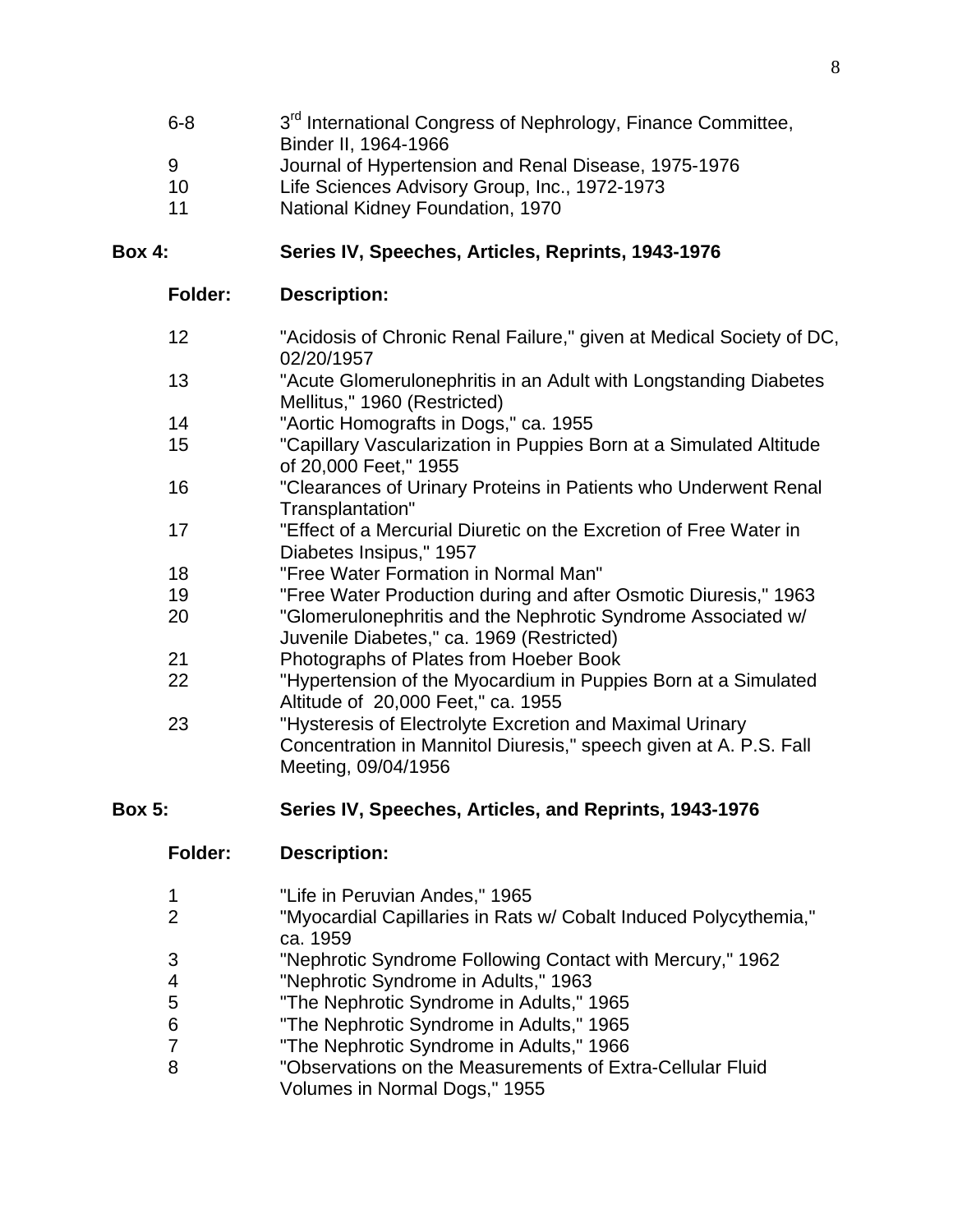| | |
|---|---|
| 6-8 | 3rd International Congress of Nephrology, Finance Committee, Binder II, 1964-1966 |
| 9 | Journal of Hypertension and Renal Disease, 1975-1976 |
| 10 | Life Sciences Advisory Group, Inc., 1972-1973 |
| 11 | National Kidney Foundation, 1970 |

**Box 4: Series IV, Speeches, Articles, Reprints, 1943-1976**

| **Folder:** | **Description:** |
|---|---|
| 12 | "Acidosis of Chronic Renal Failure," given at Medical Society of DC, 02/20/1957 |
| 13 | "Acute Glomerulonephritis in an Adult with Longstanding Diabetes Mellitus," 1960 (Restricted) |
| 14 | "Aortic Homografts in Dogs," ca. 1955 |
| 15 | "Capillary Vascularization in Puppies Born at a Simulated Altitude of 20,000 Feet," 1955 |
| 16 | "Clearances of Urinary Proteins in Patients who Underwent Renal Transplantation" |
| 17 | "Effect of a Mercurial Diuretic on the Excretion of Free Water in Diabetes Insipus," 1957 |
| 18 | "Free Water Formation in Normal Man" |
| 19 | "Free Water Production during and after Osmotic Diuresis," 1963 |
| 20 | "Glomerulonephritis and the Nephrotic Syndrome Associated w/ Juvenile Diabetes," ca. 1969 (Restricted) |
| 21 | Photographs of Plates from Hoeber Book |
| 22 | "Hypertension of the Myocardium in Puppies Born at a Simulated Altitude of 20,000 Feet," ca. 1955 |
| 23 | "Hysteresis of Electrolyte Excretion and Maximal Urinary Concentration in Mannitol Diuresis," speech given at A. P.S. Fall Meeting, 09/04/1956 |

**Box 5: Series IV, Speeches, Articles, and Reprints, 1943-1976**

| **Folder:** | **Description:** |
|---|---|
| 1 | "Life in Peruvian Andes," 1965 |
| 2 | "Myocardial Capillaries in Rats w/ Cobalt Induced Polycythemia," ca. 1959 |
| 3 | "Nephrotic Syndrome Following Contact with Mercury," 1962 |
| 4 | "Nephrotic Syndrome in Adults," 1963 |
| 5 | "The Nephrotic Syndrome in Adults," 1965 |
| 6 | "The Nephrotic Syndrome in Adults," 1965 |
| 7 | "The Nephrotic Syndrome in Adults," 1966 |
| 8 | "Observations on the Measurements of Extra-Cellular Fluid Volumes in Normal Dogs," 1955 |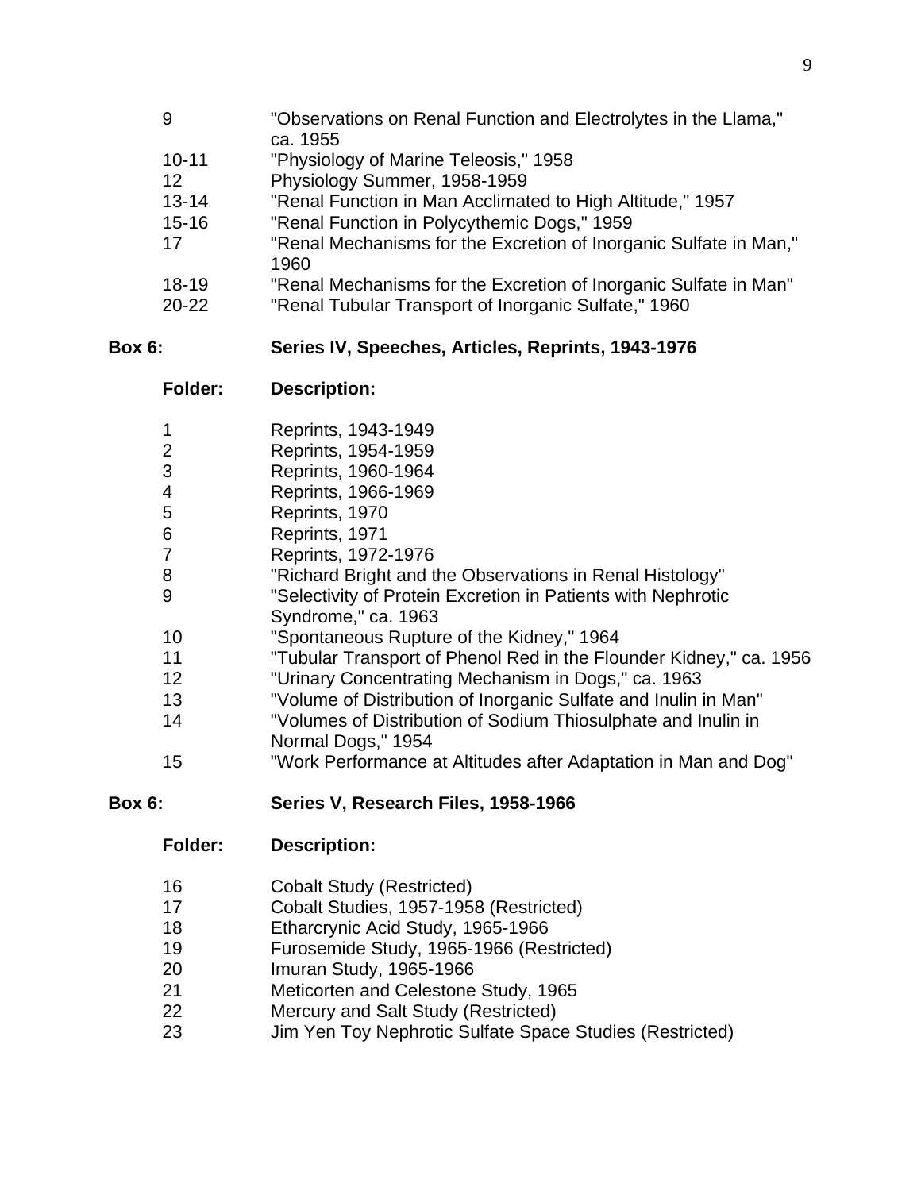| | |
|---|---|
| 9 | "Observations on Renal Function and Electrolytes in the Llama," ca. 1955 |
| 10-11 | "Physiology of Marine Teleosis," 1958 |
| 12 | Physiology Summer, 1958-1959 |
| 13-14 | "Renal Function in Man Acclimated to High Altitude," 1957 |
| 15-16 | "Renal Function in Polycythemic Dogs," 1959 |
| 17 | "Renal Mechanisms for the Excretion of Inorganic Sulfate in Man," 1960 |
| 18-19 | "Renal Mechanisms for the Excretion of Inorganic Sulfate in Man" |
| 20-22 | "Renal Tubular Transport of Inorganic Sulfate," 1960 |

**Box 6: Series IV, Speeches, Articles, Reprints, 1943-1976**

| **Folder:** | **Description:** |
|---|---|
| 1 | Reprints, 1943-1949 |
| 2 | Reprints, 1954-1959 |
| 3 | Reprints, 1960-1964 |
| 4 | Reprints, 1966-1969 |
| 5 | Reprints, 1970 |
| 6 | Reprints, 1971 |
| 7 | Reprints, 1972-1976 |
| 8 | "Richard Bright and the Observations in Renal Histology" |
| 9 | "Selectivity of Protein Excretion in Patients with Nephrotic Syndrome," ca. 1963 |
| 10 | "Spontaneous Rupture of the Kidney," 1964 |
| 11 | "Tubular Transport of Phenol Red in the Flounder Kidney," ca. 1956 |
| 12 | "Urinary Concentrating Mechanism in Dogs," ca. 1963 |
| 13 | "Volume of Distribution of Inorganic Sulfate and Inulin in Man" |
| 14 | "Volumes of Distribution of Sodium Thiosulphate and Inulin in Normal Dogs," 1954 |
| 15 | "Work Performance at Altitudes after Adaptation in Man and Dog" |

**Box 6: Series V, Research Files, 1958-1966**

| **Folder:** | **Description:** |
|---|---|
| 16 | Cobalt Study (Restricted) |
| 17 | Cobalt Studies, 1957-1958 (Restricted) |
| 18 | Etharcrynic Acid Study, 1965-1966 |
| 19 | Furosemide Study, 1965-1966 (Restricted) |
| 20 | Imuran Study, 1965-1966 |
| 21 | Meticorten and Celestone Study, 1965 |
| 22 | Mercury and Salt Study (Restricted) |
| 23 | Jim Yen Toy Nephrotic Sulfate Space Studies (Restricted) |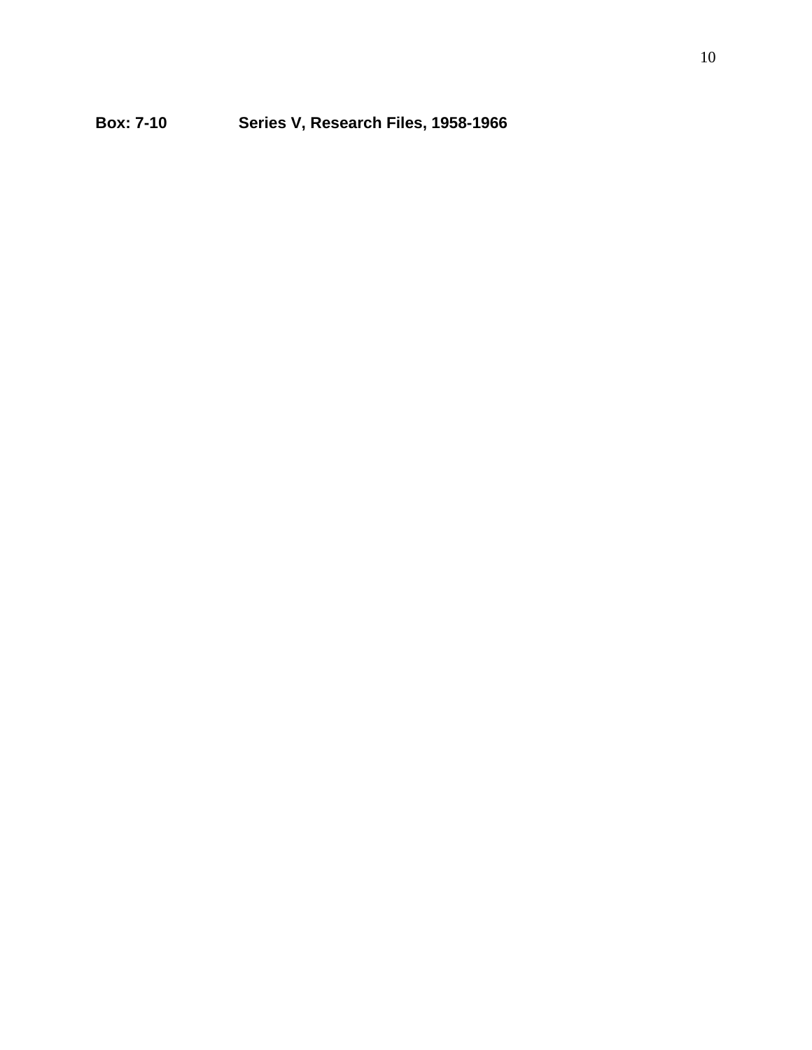**Box: 7-10 Series V, Research Files, 1958-1966**